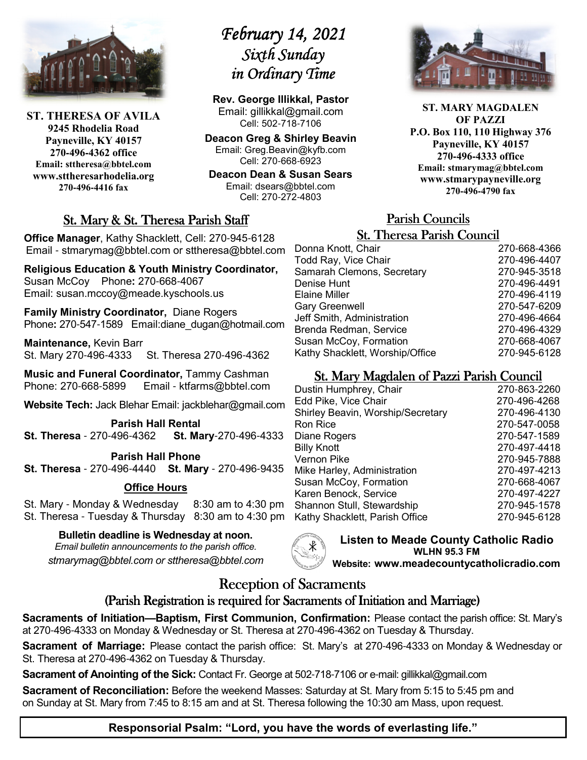**ST. THERESA OF AVILA**
**9245 Rhodelia Road**
**Payneville, KY 40157**
**270-496-4362 office**
**Email: sttheresa@bbtel.com**
**www.sttheresarhodelia.org**
**270-496-4416 fax**

# *February 14, 2021*
# *Sixth Sunday in Ordinary Time*

**Rev. George Illikkal, Pastor**
Email: gillikkal@gmail.com
Cell: 502-718-7106

**Deacon Greg & Shirley Beavin**
Email: Greg.Beavin@kyfb.com
Cell: 270-668-6923

**Deacon Dean & Susan Sears**
Email: dsears@bbtel.com
Cell: 270-272-4803

**ST. MARY MAGDALEN OF PAZZI**
**P.O. Box 110, 110 Highway 376**
**Payneville, KY 40157**
**270-496-4333 office**
**Email: stmarymag@bbtel.com**
**www.stmarypayneville.org**
**270-496-4790 fax**

## St. Mary & St. Theresa Parish Staff

**Office Manager**, Kathy Shacklett, Cell: 270-945-6128
Email - stmarymag@bbtel.com or sttheresa@bbtel.com

**Religious Education & Youth Ministry Coordinator,** Susan McCoy Phone**:** 270-668-4067
Email: susan.mccoy@meade.kyschools.us

**Family Ministry Coordinator,** Diane Rogers
Phone**:** 270-547-1589 Email:diane_dugan@hotmail.com

**Maintenance,** Kevin Barr
St. Mary 270-496-4333 St. Theresa 270-496-4362

**Music and Funeral Coordinator,** Tammy Cashman
Phone: 270-668-5899 Email - ktfarms@bbtel.com

**Website Tech:** Jack Blehar Email: jackblehar@gmail.com

**Parish Hall Rental**
**St. Theresa** - 270-496-4362 **St. Mary**-270-496-4333

**Parish Hall Phone**
**St. Theresa** - 270-496-4440 **St. Mary** - 270-496-9435

**Office Hours**

St. Mary - Monday & Wednesday 8:30 am to 4:30 pm
St. Theresa - Tuesday & Thursday 8:30 am to 4:30 pm

**Bulletin deadline is Wednesday at noon.**
*Email bulletin announcements to the parish office.*
*stmarymag@bbtel.com or sttheresa@bbtel.com*

## Parish Councils

### St. Theresa Parish Council

| | |
|---|---|
| Donna Knott, Chair | 270-668-4366 |
| Todd Ray, Vice Chair | 270-496-4407 |
| Samarah Clemons, Secretary | 270-945-3518 |
| Denise Hunt | 270-496-4491 |
| Elaine Miller | 270-496-4119 |
| Gary Greenwell | 270-547-6209 |
| Jeff Smith, Administration | 270-496-4664 |
| Brenda Redman, Service | 270-496-4329 |
| Susan McCoy, Formation | 270-668-4067 |
| Kathy Shacklett, Worship/Office | 270-945-6128 |

### St. Mary Magdalen of Pazzi Parish Council

| | |
|---|---|
| Dustin Humphrey, Chair | 270-863-2260 |
| Edd Pike, Vice Chair | 270-496-4268 |
| Shirley Beavin, Worship/Secretary | 270-496-4130 |
| Ron Rice | 270-547-0058 |
| Diane Rogers | 270-547-1589 |
| Billy Knott | 270-497-4418 |
| Vernon Pike | 270-945-7888 |
| Mike Harley, Administration | 270-497-4213 |
| Susan McCoy, Formation | 270-668-4067 |
| Karen Benock, Service | 270-497-4227 |
| Shannon Stull, Stewardship | 270-945-1578 |
| Kathy Shacklett, Parish Office | 270-945-6128 |

**Listen to Meade County Catholic Radio**
**WLHN 95.3 FM**
**Website: www.meadecountycatholicradio.com**

## Reception of Sacraments

### (Parish Registration is required for Sacraments of Initiation and Marriage)

**Sacraments of Initiation—Baptism, First Communion, Confirmation:** Please contact the parish office: St. Mary's at 270-496-4333 on Monday & Wednesday or St. Theresa at 270-496-4362 on Tuesday & Thursday.

**Sacrament of Marriage:** Please contact the parish office: St. Mary's at 270-496-4333 on Monday & Wednesday or St. Theresa at 270-496-4362 on Tuesday & Thursday.

**Sacrament of Anointing of the Sick:** Contact Fr. George at 502-718-7106 or e-mail: gillikkal@gmail.com

**Sacrament of Reconciliation:** Before the weekend Masses: Saturday at St. Mary from 5:15 to 5:45 pm and on Sunday at St. Mary from 7:45 to 8:15 am and at St. Theresa following the 10:30 am Mass, upon request.

**Responsorial Psalm: "Lord, you have the words of everlasting life."**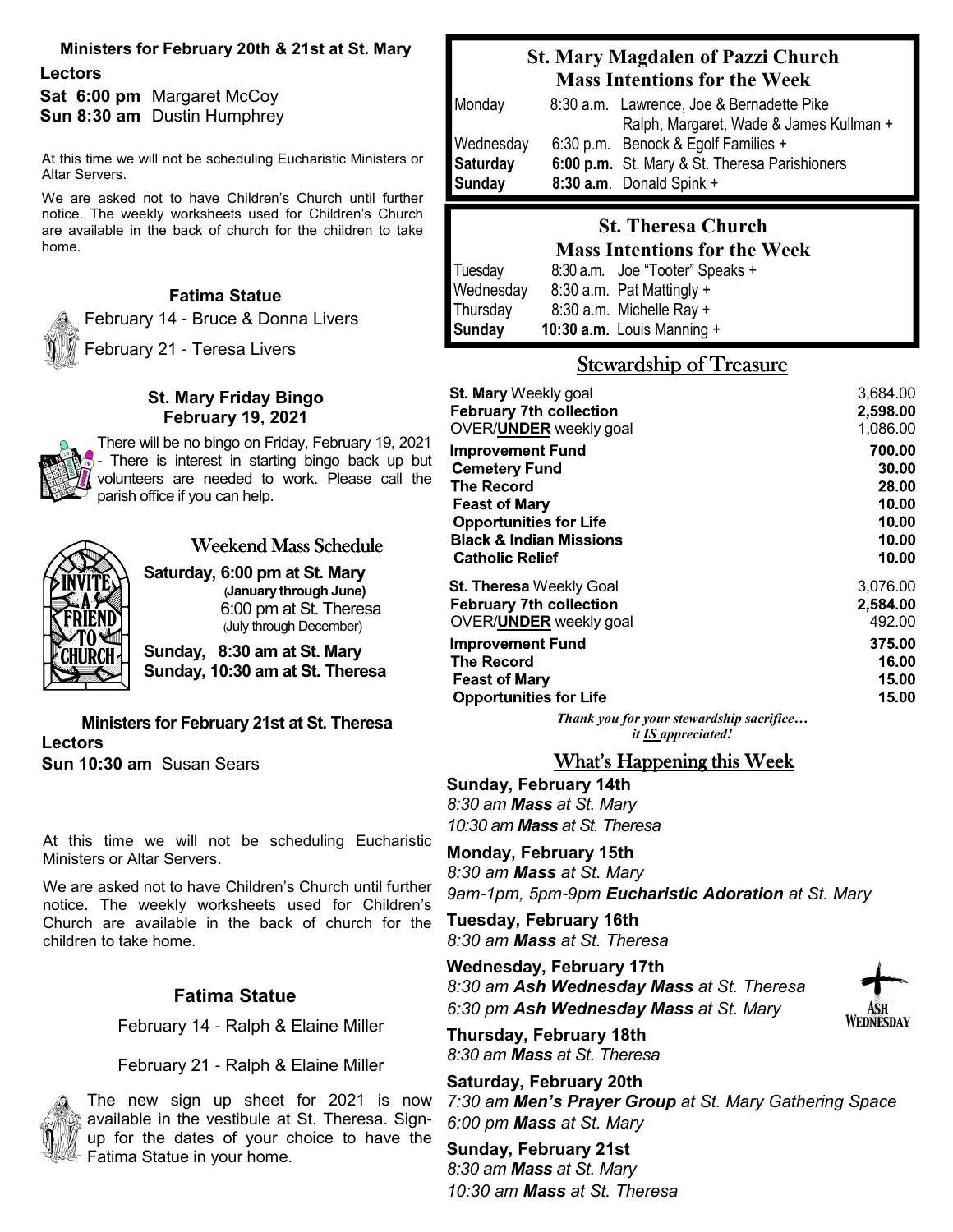**Ministers for February 20th & 21st at St. Mary**

**Lectors**

**Sat 6:00 pm** Margaret McCoy
**Sun 8:30 am** Dustin Humphrey

At this time we will not be scheduling Eucharistic Ministers or Altar Servers.

We are asked not to have Children's Church until further notice. The weekly worksheets used for Children's Church are available in the back of church for the children to take home.

### Fatima Statue

February 14 - Bruce & Donna Livers

February 21 - Teresa Livers

### St. Mary Friday Bingo February 19, 2021

There will be no bingo on Friday, February 19, 2021 - There is interest in starting bingo back up but volunteers are needed to work. Please call the parish office if you can help.

### Weekend Mass Schedule

**Saturday, 6:00 pm at St. Mary** **(January through June)**
6:00 pm at St. Theresa (July through December)

**Sunday, 8:30 am at St. Mary**
**Sunday, 10:30 am at St. Theresa**

**Ministers for February 21st at St. Theresa**

**Lectors**

**Sun 10:30 am** Susan Sears

At this time we will not be scheduling Eucharistic Ministers or Altar Servers.

We are asked not to have Children's Church until further notice. The weekly worksheets used for Children's Church are available in the back of church for the children to take home.

### Fatima Statue

February 14 - Ralph & Elaine Miller

February 21 - Ralph & Elaine Miller

The new sign up sheet for 2021 is now available in the vestibule at St. Theresa. Sign-up for the dates of your choice to have the Fatima Statue in your home.

### St. Mary Magdalen of Pazzi Church Mass Intentions for the Week

| | | |
|---|---|---|
| Monday | 8:30 a.m. | Lawrence, Joe & Bernadette Pike<br>Ralph, Margaret, Wade & James Kullman + |
| Wednesday | 6:30 p.m. | Benock & Egolf Families + |
| **Saturday** | **6:00 p.m.** | St. Mary & St. Theresa Parishioners |
| **Sunday** | **8:30 a.m.** | Donald Spink + |

### St. Theresa Church Mass Intentions for the Week

| | | |
|---|---|---|
| Tuesday | 8:30 a.m. | Joe "Tooter" Speaks + |
| Wednesday | 8:30 a.m. | Pat Mattingly + |
| Thursday | 8:30 a.m. | Michelle Ray + |
| **Sunday** | **10:30 a.m.** | Louis Manning + |

### Stewardship of Treasure

| | |
|---|---|
| **St. Mary** Weekly goal | 3,684.00 |
| **February 7th collection** | **2,598.00** |
| OVER/**UNDER** weekly goal | 1,086.00 |
| **Improvement Fund** | **700.00** |
| **Cemetery Fund** | **30.00** |
| **The Record** | **28.00** |
| **Feast of Mary** | **10.00** |
| **Opportunities for Life** | **10.00** |
| **Black & Indian Missions** | **10.00** |
| **Catholic Relief** | **10.00** |
| **St. Theresa** Weekly Goal | 3,076.00 |
| **February 7th collection** | **2,584.00** |
| OVER/**UNDER** weekly goal | 492.00 |
| **Improvement Fund** | **375.00** |
| **The Record** | **16.00** |
| **Feast of Mary** | **15.00** |
| **Opportunities for Life** | **15.00** |

*Thank you for your stewardship sacrifice… it **IS** appreciated!*

### What's Happening this Week

**Sunday, February 14th**
*8:30 am **Mass** at St. Mary*
*10:30 am **Mass** at St. Theresa*

**Monday, February 15th**
*8:30 am **Mass** at St. Mary*
*9am-1pm, 5pm-9pm **Eucharistic Adoration** at St. Mary*

**Tuesday, February 16th**
*8:30 am **Mass** at St. Theresa*

**Wednesday, February 17th**
*8:30 am **Ash Wednesday Mass** at St. Theresa*
*6:30 pm **Ash Wednesday Mass** at St. Mary*

**Thursday, February 18th**
*8:30 am **Mass** at St. Theresa*

**Saturday, February 20th**
*7:30 am **Men's Prayer Group** at St. Mary Gathering Space*
*6:00 pm **Mass** at St. Mary*

**Sunday, February 21st**
*8:30 am **Mass** at St. Mary*
*10:30 am **Mass** at St. Theresa*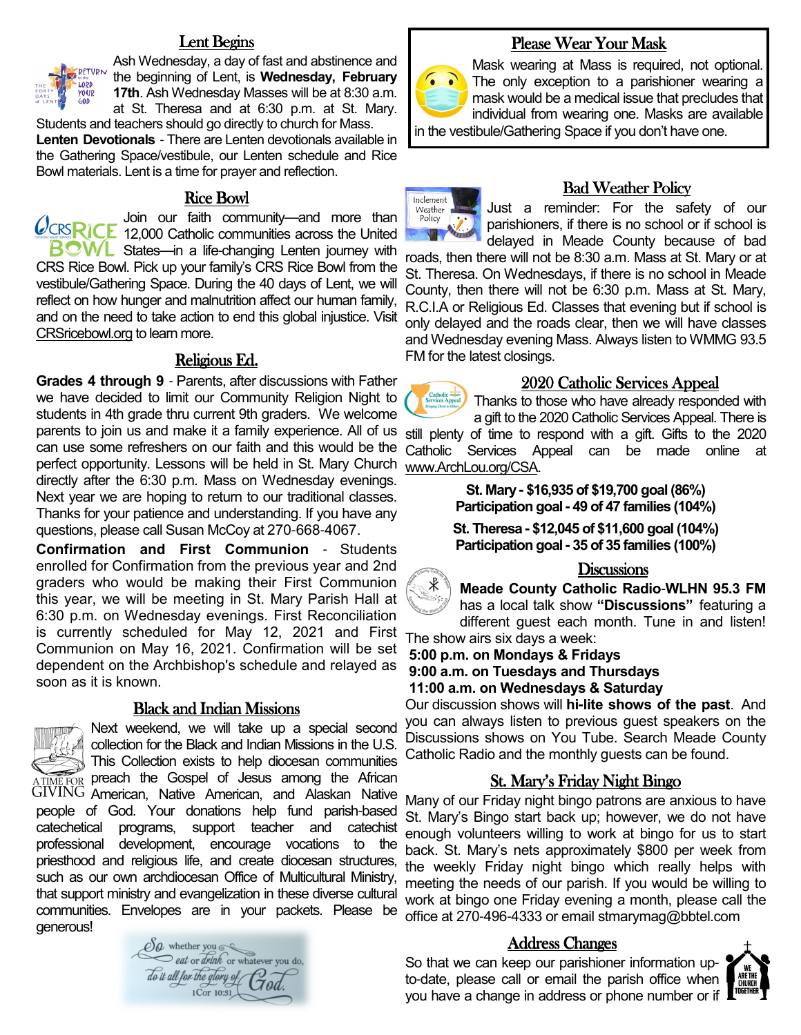## Lent Begins

Ash Wednesday, a day of fast and abstinence and the beginning of Lent, is **Wednesday, February 17th**. Ash Wednesday Masses will be at 8:30 a.m. at St. Theresa and at 6:30 p.m. at St. Mary. Students and teachers should go directly to church for Mass.

**Lenten Devotionals** - There are Lenten devotionals available in the Gathering Space/vestibule, our Lenten schedule and Rice Bowl materials. Lent is a time for prayer and reflection.

## Rice Bowl

Join our faith community—and more than 12,000 Catholic communities across the United States—in a life-changing Lenten journey with CRS Rice Bowl. Pick up your family's CRS Rice Bowl from the vestibule/Gathering Space. During the 40 days of Lent, we will reflect on how hunger and malnutrition affect our human family, and on the need to take action to end this global injustice. Visit CRSricebowl.org to learn more.

## Religious Ed.

**Grades 4 through 9** - Parents, after discussions with Father we have decided to limit our Community Religion Night to students in 4th grade thru current 9th graders. We welcome parents to join us and make it a family experience. All of us can use some refreshers on our faith and this would be the perfect opportunity. Lessons will be held in St. Mary Church directly after the 6:30 p.m. Mass on Wednesday evenings. Next year we are hoping to return to our traditional classes. Thanks for your patience and understanding. If you have any questions, please call Susan McCoy at 270-668-4067.

**Confirmation and First Communion** - Students enrolled for Confirmation from the previous year and 2nd graders who would be making their First Communion this year, we will be meeting in St. Mary Parish Hall at 6:30 p.m. on Wednesday evenings. First Reconciliation is currently scheduled for May 12, 2021 and First Communion on May 16, 2021. Confirmation will be set dependent on the Archbishop's schedule and relayed as soon as it is known.

## Black and Indian Missions

Next weekend, we will take up a special second collection for the Black and Indian Missions in the U.S. This Collection exists to help diocesan communities preach the Gospel of Jesus among the African American, Native American, and Alaskan Native people of God. Your donations help fund parish-based catechetical programs, support teacher and catechist professional development, encourage vocations to the priesthood and religious life, and create diocesan structures, such as our own archdiocesan Office of Multicultural Ministry, that support ministry and evangelization in these diverse cultural communities. Envelopes are in your packets. Please be generous!

*So whether you eat or drink or whatever you do, do it all for the glory of God.* 1Cor 10:31

## Please Wear Your Mask

Mask wearing at Mass is required, not optional. The only exception to a parishioner wearing a mask would be a medical issue that precludes that individual from wearing one. Masks are available in the vestibule/Gathering Space if you don't have one.

## Bad Weather Policy

Just a reminder: For the safety of our parishioners, if there is no school or if school is delayed in Meade County because of bad roads, then there will not be 8:30 a.m. Mass at St. Mary or at St. Theresa. On Wednesdays, if there is no school in Meade County, then there will not be 6:30 p.m. Mass at St. Mary, R.C.I.A or Religious Ed. Classes that evening but if school is only delayed and the roads clear, then we will have classes and Wednesday evening Mass. Always listen to WMMG 93.5 FM for the latest closings.

## 2020 Catholic Services Appeal

Thanks to those who have already responded with a gift to the 2020 Catholic Services Appeal. There is still plenty of time to respond with a gift. Gifts to the 2020 Catholic Services Appeal can be made online at www.ArchLou.org/CSA.

**St. Mary - $16,935 of $19,700 goal (86%)**
**Participation goal - 49 of 47 families (104%)**

**St. Theresa - $12,045 of $11,600 goal (104%)**
**Participation goal - 35 of 35 families (100%)**

## Discussions

**Meade County Catholic Radio-WLHN 95.3 FM** has a local talk show **"Discussions"** featuring a different guest each month. Tune in and listen! The show airs six days a week:

**5:00 p.m. on Mondays & Fridays**
**9:00 a.m. on Tuesdays and Thursdays**
**11:00 a.m. on Wednesdays & Saturday**

Our discussion shows will **hi-lite shows of the past**. And you can always listen to previous guest speakers on the Discussions shows on You Tube. Search Meade County Catholic Radio and the monthly guests can be found.

## St. Mary's Friday Night Bingo

Many of our Friday night bingo patrons are anxious to have St. Mary's Bingo start back up; however, we do not have enough volunteers willing to work at bingo for us to start back. St. Mary's nets approximately $800 per week from the weekly Friday night bingo which really helps with meeting the needs of our parish. If you would be willing to work at bingo one Friday evening a month, please call the office at 270-496-4333 or email stmarymag@bbtel.com

## Address Changes

So that we can keep our parishioner information up-to-date, please call or email the parish office when you have a change in address or phone number or if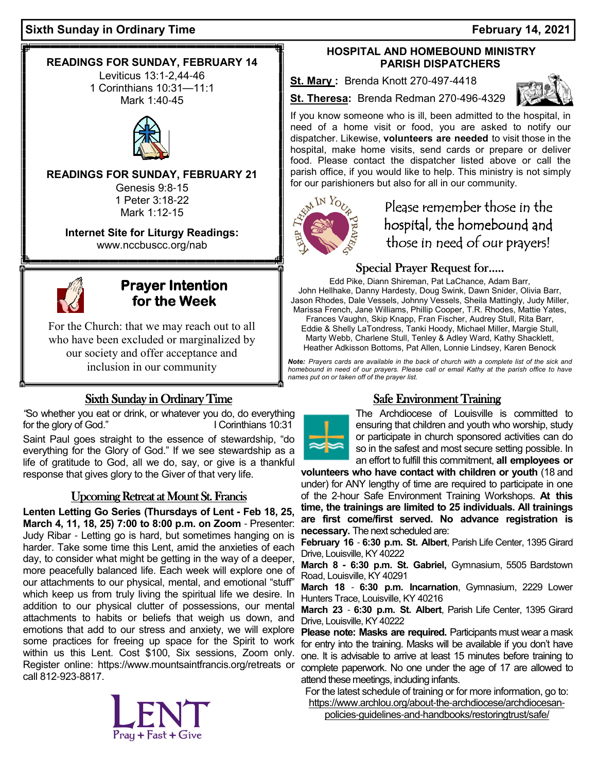# Sixth Sunday in Ordinary Time — February 14, 2021

## READINGS FOR SUNDAY, FEBRUARY 14

Leviticus 13:1-2,44-46
1 Corinthians 10:31—11:1
Mark 1:40-45

## READINGS FOR SUNDAY, FEBRUARY 21

Genesis 9:8-15
1 Peter 3:18-22
Mark 1:12-15

**Internet Site for Liturgy Readings:**
www.nccbuscc.org/nab

## Prayer Intention for the Week

For the Church: that we may reach out to all who have been excluded or marginalized by our society and offer acceptance and inclusion in our community

## Sixth Sunday in Ordinary Time

"So whether you eat or drink, or whatever you do, do everything for the glory of God." I Corinthians 10:31

Saint Paul goes straight to the essence of stewardship, "do everything for the Glory of God." If we see stewardship as a life of gratitude to God, all we do, say, or give is a thankful response that gives glory to the Giver of that very life.

## Upcoming Retreat at Mount St. Francis

**Lenten Letting Go Series (Thursdays of Lent - Feb 18, 25, March 4, 11, 18, 25) 7:00 to 8:00 p.m. on Zoom** - Presenter: Judy Ribar - Letting go is hard, but sometimes hanging on is harder. Take some time this Lent, amid the anxieties of each day, to consider what might be getting in the way of a deeper, more peacefully balanced life. Each week will explore one of our attachments to our physical, mental, and emotional "stuff" which keep us from truly living the spiritual life we desire. In addition to our physical clutter of possessions, our mental attachments to habits or beliefs that weigh us down, and emotions that add to our stress and anxiety, we will explore some practices for freeing up space for the Spirit to work within us this Lent. Cost $100, Six sessions, Zoom only. Register online: https://www.mountsaintfrancis.org/retreats or call 812-923-8817.

LENT
Pray + Fast + Give

## HOSPITAL AND HOMEBOUND MINISTRY PARISH DISPATCHERS

**St. Mary:** Brenda Knott 270-497-4418

**St. Theresa:** Brenda Redman 270-496-4329

If you know someone who is ill, been admitted to the hospital, in need of a home visit or food, you are asked to notify our dispatcher. Likewise, **volunteers are needed** to visit those in the hospital, make home visits, send cards or prepare or deliver food. Please contact the dispatcher listed above or call the parish office, if you would like to help. This ministry is not simply for our parishioners but also for all in our community.

KEEP THEM IN YOUR PRAYERS

Please remember those in the hospital, the homebound and those in need of our prayers!

### Special Prayer Request for.....

Edd Pike, Diann Shireman, Pat LaChance, Adam Barr, John Hellhake, Danny Hardesty, Doug Swink, Dawn Snider, Olivia Barr, Jason Rhodes, Dale Vessels, Johnny Vessels, Sheila Mattingly, Judy Miller, Marissa French, Jane Williams, Phillip Cooper, T.R. Rhodes, Mattie Yates, Frances Vaughn, Skip Knapp, Fran Fischer, Audrey Stull, Rita Barr, Eddie & Shelly LaTondress, Tanki Hoody, Michael Miller, Margie Stull, Marty Webb, Charlene Stull, Tenley & Adley Ward, Kathy Shacklett, Heather Adkisson Bottoms, Pat Allen, Lonnie Lindsey, Karen Benock

***Note:*** *Prayers cards are available in the back of church with a complete list of the sick and homebound in need of our prayers. Please call or email Kathy at the parish office to have names put on or taken off of the prayer list.*

## Safe Environment Training

The Archdiocese of Louisville is committed to ensuring that children and youth who worship, study or participate in church sponsored activities can do so in the safest and most secure setting possible. In an effort to fulfill this commitment, **all employees or volunteers who have contact with children or youth** (18 and under) for ANY lengthy of time are required to participate in one of the 2-hour Safe Environment Training Workshops. **At this time, the trainings are limited to 25 individuals. All trainings are first come/first served. No advance registration is necessary.** The next scheduled are:

**February 16** - **6:30 p.m. St. Albert**, Parish Life Center, 1395 Girard Drive, Louisville, KY 40222

**March 8 - 6:30 p.m. St. Gabriel,** Gymnasium, 5505 Bardstown Road, Louisville, KY 40291

**March 18** - **6:30 p.m. Incarnation**, Gymnasium, 2229 Lower Hunters Trace, Louisville, KY 40216

**March 23** - **6:30 p.m. St. Albert**, Parish Life Center, 1395 Girard Drive, Louisville, KY 40222

**Please note: Masks are required.** Participants must wear a mask for entry into the training. Masks will be available if you don't have one. It is advisable to arrive at least 15 minutes before training to complete paperwork. No one under the age of 17 are allowed to attend these meetings, including infants.

For the latest schedule of training or for more information, go to: https://www.archlou.org/about-the-archdiocese/archdiocesan-policies-guidelines-and-handbooks/restoringtrust/safe/